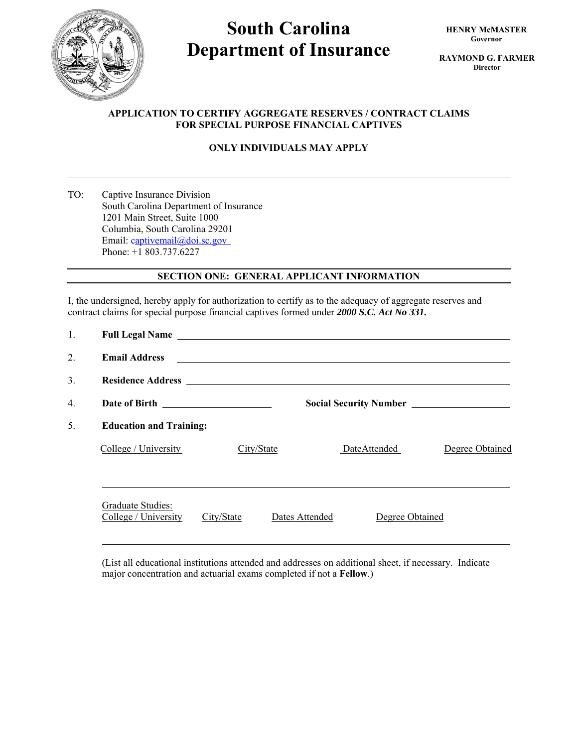# South Carolina Department of Insurance

**HENRY McMASTER**
Governor

**RAYMOND G. FARMER**
Director

**APPLICATION TO CERTIFY AGGREGATE RESERVES / CONTRACT CLAIMS FOR SPECIAL PURPOSE FINANCIAL CAPTIVES**

**ONLY INDIVIDUALS MAY APPLY**

---

TO: Captive Insurance Division
South Carolina Department of Insurance
1201 Main Street, Suite 1000
Columbia, South Carolina 29201
Email: captivemail@doi.sc.gov
Phone: +1 803.737.6227

## SECTION ONE: GENERAL APPLICANT INFORMATION

I, the undersigned, hereby apply for authorization to certify as to the adequacy of aggregate reserves and contract claims for special purpose financial captives formed under ***2000 S.C. Act No 331.***

1. **Full Legal Name** ______________________________

2. **Email Address** ______________________________

3. **Residence Address** ______________________________

4. **Date of Birth** ____________ **Social Security Number** ____________

5. **Education and Training:**

| College / University | City/State | DateAttended | Degree Obtained |
|---|---|---|---|
| | | | |

Graduate Studies:

| College / University | City/State | Dates Attended | Degree Obtained |
|---|---|---|---|
| | | | |

(List all educational institutions attended and addresses on additional sheet, if necessary. Indicate major concentration and actuarial exams completed if not a **Fellow**.)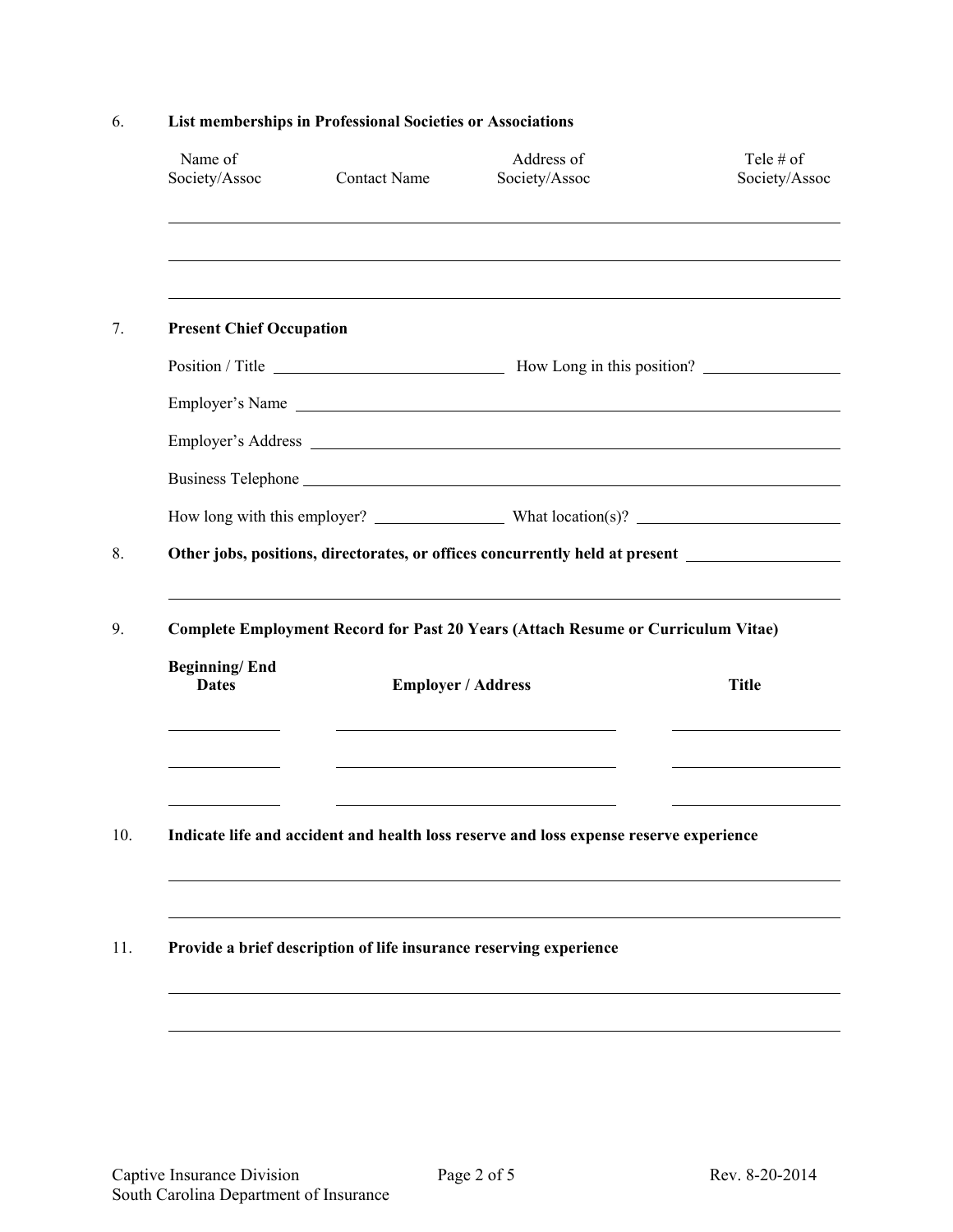6. **List memberships in Professional Societies or Associations**

| Name of Society/Assoc | Contact Name | Address of Society/Assoc | Tele # of Society/Assoc |
|---|---|---|---|
| | | | |
| | | | |
| | | | |

7. **Present Chief Occupation**

Position / Title ____________________ How Long in this position? ____________

Employer's Name ____________________________________________

Employer's Address __________________________________________

Business Telephone __________________________________________

How long with this employer? ____________ What location(s)? ____________

8. **Other jobs, positions, directorates, or offices concurrently held at present** ____________

______________________________________________________________

9. **Complete Employment Record for Past 20 Years (Attach Resume or Curriculum Vitae)**

| Beginning/ End Dates | Employer / Address | Title |
|---|---|---|
| | | |
| | | |
| | | |

10. **Indicate life and accident and health loss reserve and loss expense reserve experience**

______________________________________________________________

______________________________________________________________

11. **Provide a brief description of life insurance reserving experience**

______________________________________________________________

______________________________________________________________

Captive Insurance Division
South Carolina Department of Insurance

Rev. 8-20-2014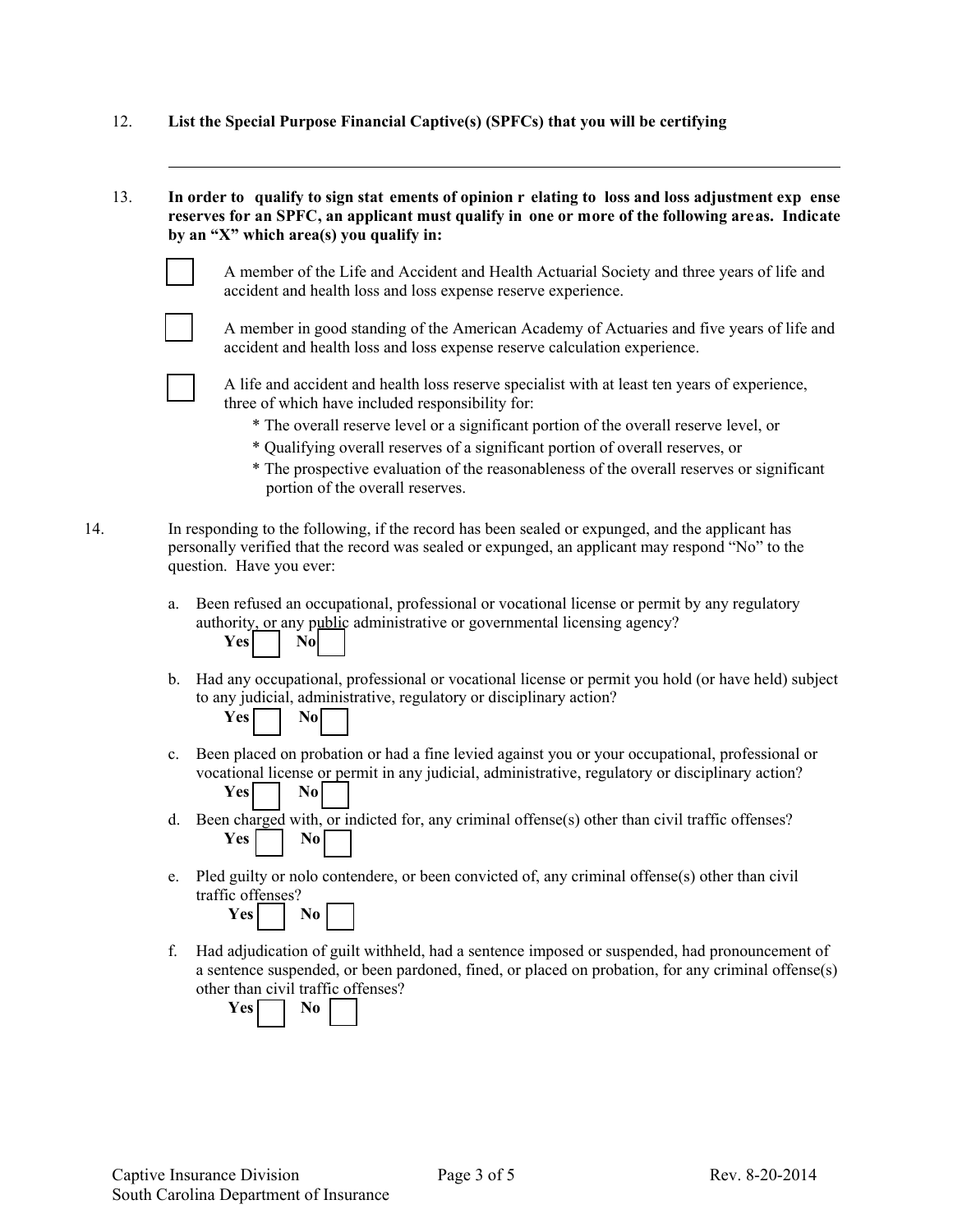12. **List the Special Purpose Financial Captive(s) (SPFCs) that you will be certifying**

\_\_\_\_\_\_\_\_\_\_\_\_\_\_\_\_\_\_\_\_\_\_\_\_\_\_\_\_\_\_\_\_\_\_\_\_\_\_\_\_\_\_\_\_\_\_\_\_\_\_\_\_\_\_\_\_\_\_\_\_\_\_\_\_\_\_\_\_\_\_\_\_

13. **In order to qualify to sign statements of opinion relating to loss and loss adjustment expense reserves for an SPFC, an applicant must qualify in one or more of the following areas. Indicate by an "X" which area(s) you qualify in:**

   ☐ A member of the Life and Accident and Health Actuarial Society and three years of life and accident and health loss and loss expense reserve experience.

   ☐ A member in good standing of the American Academy of Actuaries and five years of life and accident and health loss and loss expense reserve calculation experience.

   ☐ A life and accident and health loss reserve specialist with at least ten years of experience, three of which have included responsibility for:
   - * The overall reserve level or a significant portion of the overall reserve level, or
   - * Qualifying overall reserves of a significant portion of overall reserves, or
   - * The prospective evaluation of the reasonableness of the overall reserves or significant portion of the overall reserves.

14. In responding to the following, if the record has been sealed or expunged, and the applicant has personally verified that the record was sealed or expunged, an applicant may respond "No" to the question. Have you ever:

   a. Been refused an occupational, professional or vocational license or permit by any regulatory authority, or any public administrative or governmental licensing agency?
   **Yes** ☐ **No** ☐

   b. Had any occupational, professional or vocational license or permit you hold (or have held) subject to any judicial, administrative, regulatory or disciplinary action?
   **Yes** ☐ **No** ☐

   c. Been placed on probation or had a fine levied against you or your occupational, professional or vocational license or permit in any judicial, administrative, regulatory or disciplinary action?
   **Yes** ☐ **No** ☐

   d. Been charged with, or indicted for, any criminal offense(s) other than civil traffic offenses?
   **Yes** ☐ **No** ☐

   e. Pled guilty or nolo contendere, or been convicted of, any criminal offense(s) other than civil traffic offenses?
   **Yes** ☐ **No** ☐

   f. Had adjudication of guilt withheld, had a sentence imposed or suspended, had pronouncement of a sentence suspended, or been pardoned, fined, or placed on probation, for any criminal offense(s) other than civil traffic offenses?
   **Yes** ☐ **No** ☐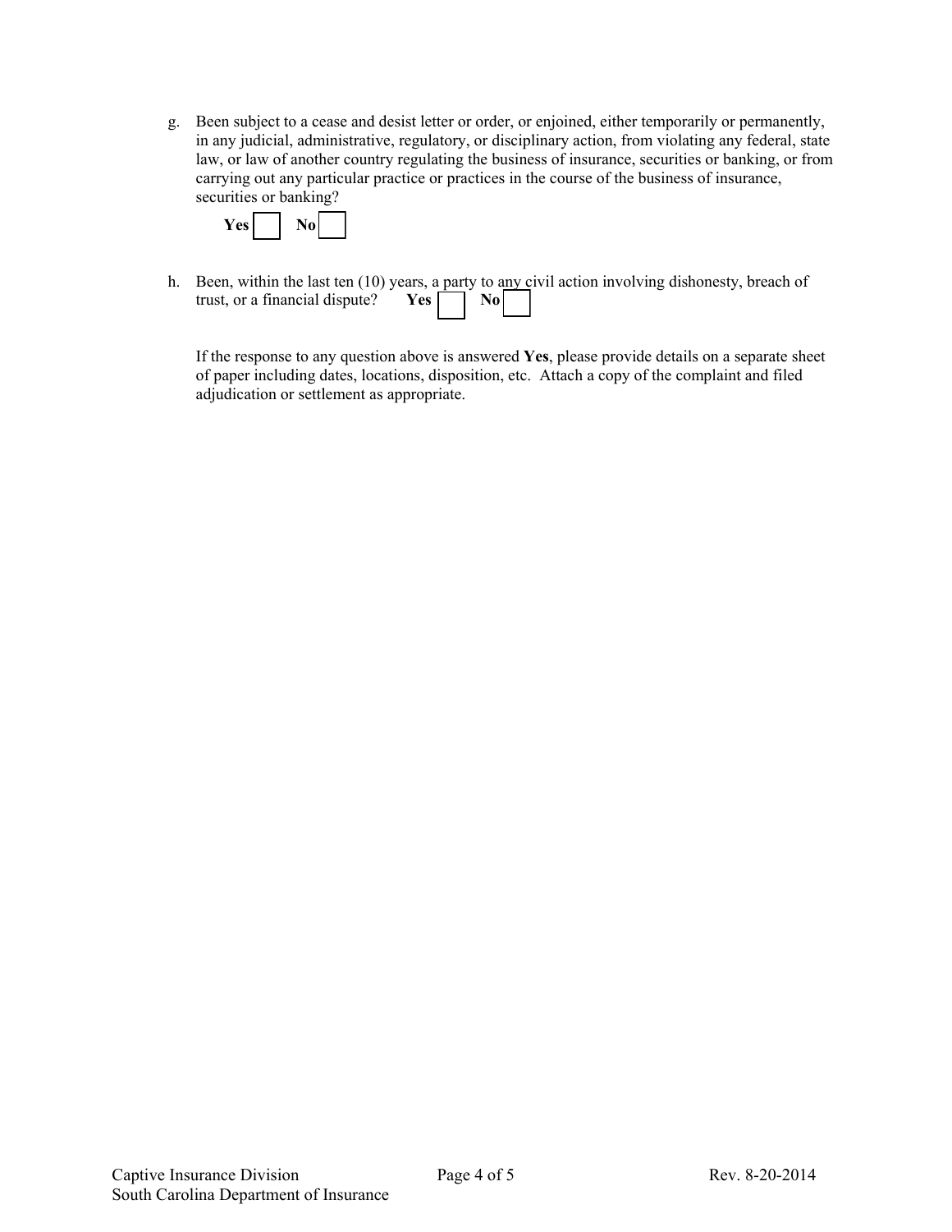g. Been subject to a cease and desist letter or order, or enjoined, either temporarily or permanently, in any judicial, administrative, regulatory, or disciplinary action, from violating any federal, state law, or law of another country regulating the business of insurance, securities or banking, or from carrying out any particular practice or practices in the course of the business of insurance, securities or banking?

   **Yes** ☐ **No** ☐

h. Been, within the last ten (10) years, a party to any civil action involving dishonesty, breach of trust, or a financial dispute? **Yes** ☐ **No** ☐

   If the response to any question above is answered **Yes**, please provide details on a separate sheet of paper including dates, locations, disposition, etc. Attach a copy of the complaint and filed adjudication or settlement as appropriate.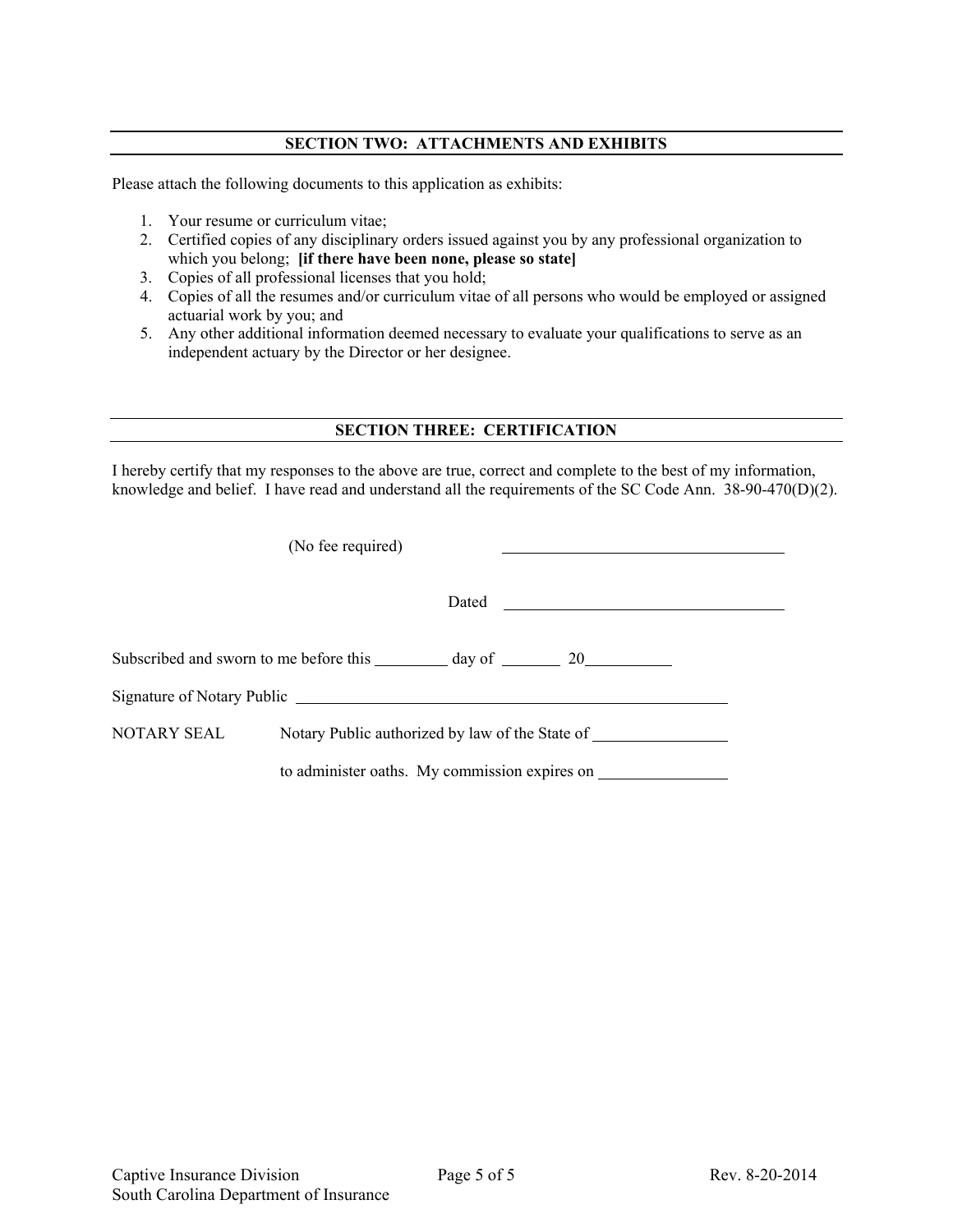## SECTION TWO: ATTACHMENTS AND EXHIBITS

Please attach the following documents to this application as exhibits:

1. Your resume or curriculum vitae;
2. Certified copies of any disciplinary orders issued against you by any professional organization to which you belong; **[if there have been none, please so state]**
3. Copies of all professional licenses that you hold;
4. Copies of all the resumes and/or curriculum vitae of all persons who would be employed or assigned actuarial work by you; and
5. Any other additional information deemed necessary to evaluate your qualifications to serve as an independent actuary by the Director or her designee.

## SECTION THREE: CERTIFICATION

I hereby certify that my responses to the above are true, correct and complete to the best of my information, knowledge and belief. I have read and understand all the requirements of the SC Code Ann. 38-90-470(D)(2).

(No fee required) ______________________________

Dated ______________________________

Subscribed and sworn to me before this ________ day of _______ 20__________

Signature of Notary Public ______________________________________________

NOTARY SEAL Notary Public authorized by law of the State of ______________

to administer oaths. My commission expires on ______________

Captive Insurance Division
South Carolina Department of Insurance

Rev. 8-20-2014